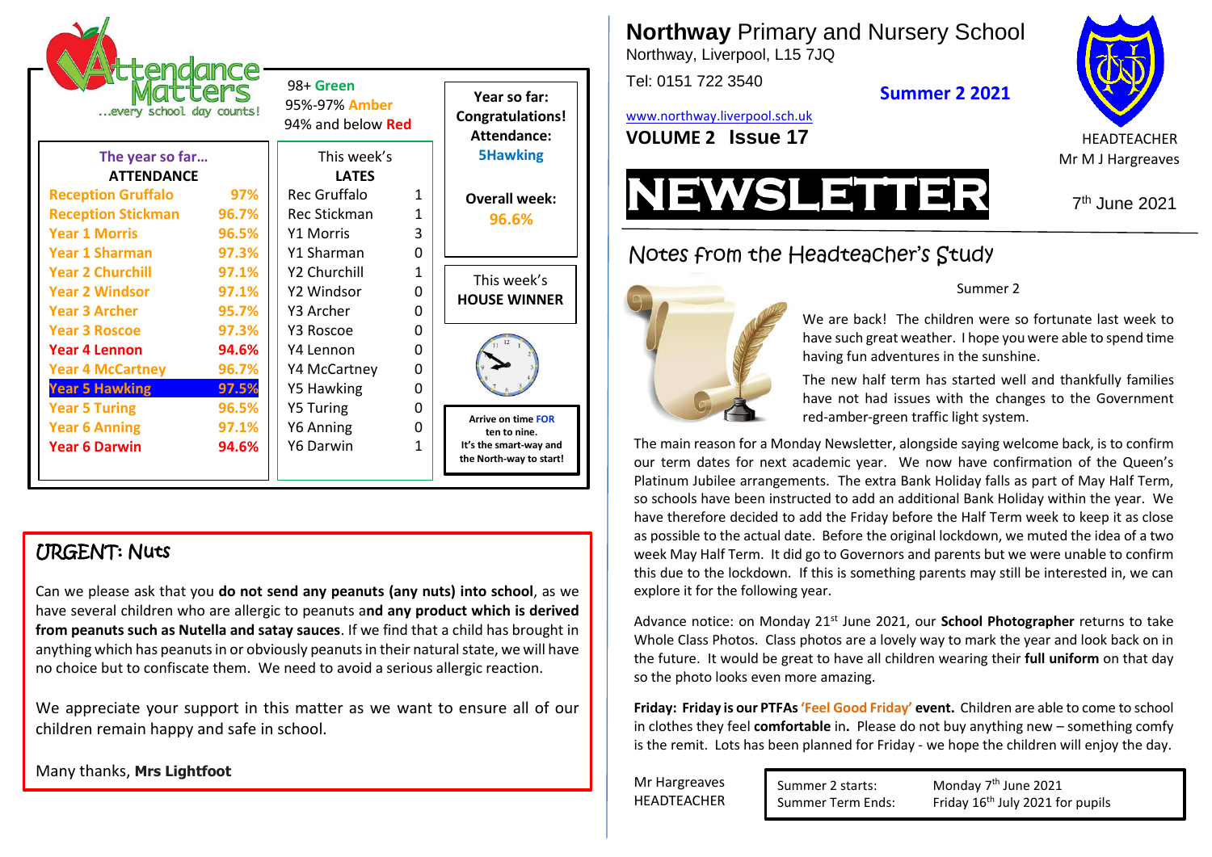# Northway Primary and Nursery School

Northway, Liverpool, L15 7JQ

Tel: 0151 722 3540

**Summer 2 2021**

www.northway.liverpool.sch.uk

**VOLUME 2 Issue 17**

HEADTEACHER
Mr M J Hargreaves

# NEWSLETTER

7th June 2021

## Notes from the Headteacher's Study

Summer 2

We are back! The children were so fortunate last week to have such great weather. I hope you were able to spend time having fun adventures in the sunshine.

The new half term has started well and thankfully families have not had issues with the changes to the Government red-amber-green traffic light system.

The main reason for a Monday Newsletter, alongside saying welcome back, is to confirm our term dates for next academic year. We now have confirmation of the Queen's Platinum Jubilee arrangements. The extra Bank Holiday falls as part of May Half Term, so schools have been instructed to add an additional Bank Holiday within the year. We have therefore decided to add the Friday before the Half Term week to keep it as close as possible to the actual date. Before the original lockdown, we muted the idea of a two week May Half Term. It did go to Governors and parents but we were unable to confirm this due to the lockdown. If this is something parents may still be interested in, we can explore it for the following year.

Advance notice: on Monday 21st June 2021, our **School Photographer** returns to take Whole Class Photos. Class photos are a lovely way to mark the year and look back on in the future. It would be great to have all children wearing their **full uniform** on that day so the photo looks even more amazing.

**Friday: Friday is our PTFAs 'Feel Good Friday' event.** Children are able to come to school in clothes they feel **comfortable** in**.** Please do not buy anything new – something comfy is the remit. Lots has been planned for Friday - we hope the children will enjoy the day.

Mr Hargreaves
HEADTEACHER

| | |
|---|---|
| Summer 2 starts: | Monday 7th June 2021 |
| Summer Term Ends: | Friday 16th July 2021 for pupils |

## Attendance Matters

…every school day counts!

98+ Green
95%-97% Amber
94% and below Red

| The year so far… ATTENDANCE | | This week's LATES | |
|---|---|---|---|
| Reception Gruffalo | 97% | Rec Gruffalo | 1 |
| Reception Stickman | 96.7% | Rec Stickman | 1 |
| Year 1 Morris | 96.5% | Y1 Morris | 3 |
| Year 1 Sharman | 97.3% | Y1 Sharman | 0 |
| Year 2 Churchill | 97.1% | Y2 Churchill | 1 |
| Year 2 Windsor | 97.1% | Y2 Windsor | 0 |
| Year 3 Archer | 95.7% | Y3 Archer | 0 |
| Year 3 Roscoe | 97.3% | Y3 Roscoe | 0 |
| Year 4 Lennon | 94.6% | Y4 Lennon | 0 |
| Year 4 McCartney | 96.7% | Y4 McCartney | 0 |
| Year 5 Hawking | 97.5% | Y5 Hawking | 0 |
| Year 5 Turing | 96.5% | Y5 Turing | 0 |
| Year 6 Anning | 97.1% | Y6 Anning | 0 |
| Year 6 Darwin | 94.6% | Y6 Darwin | 1 |

**Year so far: Congratulations! Attendance: 5Hawking**

**Overall week: 96.6%**

This week's **HOUSE WINNER**

**Arrive on time FOR ten to nine. It's the smart-way and the North-way to start!**

## URGENT: Nuts

Can we please ask that you **do not send any peanuts (any nuts) into school**, as we have several children who are allergic to peanuts a**nd any product which is derived from peanuts such as Nutella and satay sauces**. If we find that a child has brought in anything which has peanuts in or obviously peanuts in their natural state, we will have no choice but to confiscate them. We need to avoid a serious allergic reaction.

We appreciate your support in this matter as we want to ensure all of our children remain happy and safe in school.

Many thanks, **Mrs Lightfoot**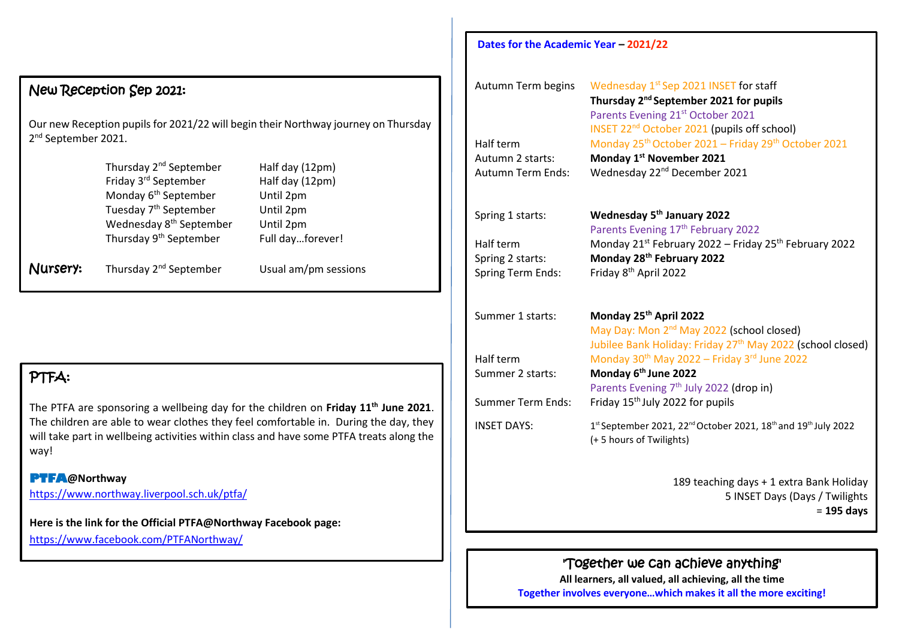## New Reception Sep 2021:

Our new Reception pupils for 2021/22 will begin their Northway journey on Thursday 2nd September 2021.

| | | |
|---|---|---|
| | Thursday 2nd September | Half day (12pm) |
| | Friday 3rd September | Half day (12pm) |
| | Monday 6th September | Until 2pm |
| | Tuesday 7th September | Until 2pm |
| | Wednesday 8th September | Until 2pm |
| | Thursday 9th September | Full day…forever! |
| **Nursery:** | Thursday 2nd September | Usual am/pm sessions |

## PTFA:

The PTFA are sponsoring a wellbeing day for the children on **Friday 11th June 2021**. The children are able to wear clothes they feel comfortable in. During the day, they will take part in wellbeing activities within class and have some PTFA treats along the way!

**PTFA@Northway**

https://www.northway.liverpool.sch.uk/ptfa/

**Here is the link for the Official PTFA@Northway Facebook page:**

https://www.facebook.com/PTFANorthway/

## Dates for the Academic Year – 2021/22

| | |
|---|---|
| Autumn Term begins | Wednesday 1st Sep 2021 INSET for staff |
| | **Thursday 2nd September 2021 for pupils** |
| | Parents Evening 21st October 2021 |
| | INSET 22nd October 2021 (pupils off school) |
| Half term | Monday 25th October 2021 – Friday 29th October 2021 |
| Autumn 2 starts: | **Monday 1st November 2021** |
| Autumn Term Ends: | Wednesday 22nd December 2021 |
| Spring 1 starts: | **Wednesday 5th January 2022** |
| | Parents Evening 17th February 2022 |
| Half term | Monday 21st February 2022 – Friday 25th February 2022 |
| Spring 2 starts: | **Monday 28th February 2022** |
| Spring Term Ends: | Friday 8th April 2022 |
| Summer 1 starts: | **Monday 25th April 2022** |
| | May Day: Mon 2nd May 2022 (school closed) |
| | Jubilee Bank Holiday: Friday 27th May 2022 (school closed) |
| Half term | Monday 30th May 2022 – Friday 3rd June 2022 |
| Summer 2 starts: | **Monday 6th June 2022** |
| | Parents Evening 7th July 2022 (drop in) |
| Summer Term Ends: | Friday 15th July 2022 for pupils |
| INSET DAYS: | 1st September 2021, 22nd October 2021, 18th and 19th July 2022 (+ 5 hours of Twilights) |

189 teaching days + 1 extra Bank Holiday
5 INSET Days (Days / Twilights
= **195 days**

### 'Together we can achieve anything'

**All learners, all valued, all achieving, all the time**

**Together involves everyone…which makes it all the more exciting!**